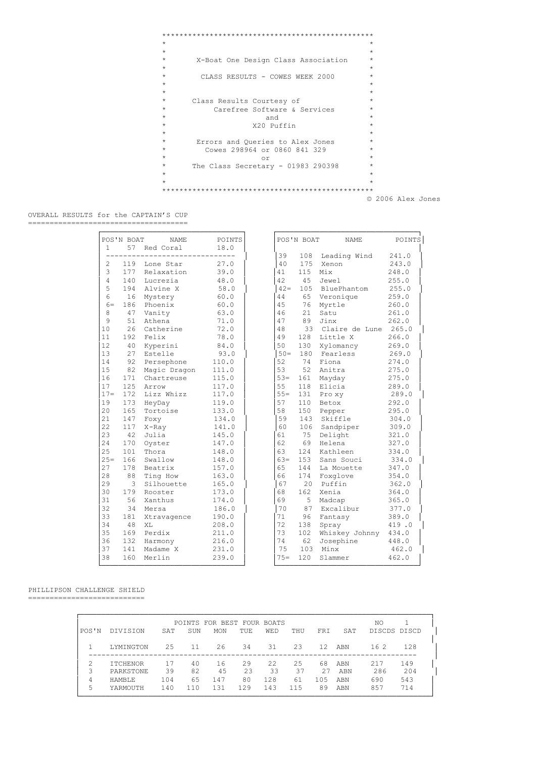**X-Boat One Design Class Association**

**CLASS RESULTS - COWES WEEK 2000**

Class Results Courtesy of
Carefree Software & Services
and
X20 Puffin

Errors and Queries to Alex Jones
Cowes 298964 or 0860 841 329
or
The Class Secretary - 01983 290398

© 2006 Alex Jones

## OVERALL RESULTS for the CAPTAIN'S CUP

| POS'N | BOAT | NAME | POINTS |
|---|---|---|---|
| 1 | 57 | Red Coral | 18.0 |
| 2 | 119 | Lone Star | 27.0 |
| 3 | 177 | Relaxation | 39.0 |
| 4 | 140 | Lucrezia | 48.0 |
| 5 | 194 | Alvine X | 58.0 |
| 6 | 16 | Mystery | 60.0 |
| 6= | 186 | Phoenix | 60.0 |
| 8 | 47 | Vanity | 63.0 |
| 9 | 51 | Athena | 71.0 |
| 10 | 26 | Catherine | 72.0 |
| 11 | 192 | Felix | 78.0 |
| 12 | 40 | Kyperini | 84.0 |
| 13 | 27 | Estelle | 93.0 |
| 14 | 92 | Persephone | 110.0 |
| 15 | 82 | Magic Dragon | 111.0 |
| 16 | 171 | Chartreuse | 115.0 |
| 17 | 125 | Arrow | 117.0 |
| 17= | 172 | Lizz Whizz | 117.0 |
| 19 | 173 | HeyDay | 119.0 |
| 20 | 165 | Tortoise | 133.0 |
| 21 | 147 | Foxy | 134.0 |
| 22 | 117 | X-Ray | 141.0 |
| 23 | 42 | Julia | 145.0 |
| 24 | 170 | Oyster | 147.0 |
| 25 | 101 | Thora | 148.0 |
| 25= | 166 | Swallow | 148.0 |
| 27 | 178 | Beatrix | 157.0 |
| 28 | 88 | Ting How | 163.0 |
| 29 | 3 | Silhouette | 165.0 |
| 30 | 179 | Rooster | 173.0 |
| 31 | 56 | Xanthus | 174.0 |
| 32 | 34 | Mersa | 186.0 |
| 33 | 181 | Xtravagence | 190.0 |
| 34 | 48 | XL | 208.0 |
| 35 | 169 | Perdix | 211.0 |
| 36 | 132 | Harmony | 216.0 |
| 37 | 141 | Madame X | 231.0 |
| 38 | 160 | Merlin | 239.0 |
| 39 | 108 | Leading Wind | 241.0 |
| 40 | 175 | Xenon | 243.0 |
| 41 | 115 | Mix | 248.0 |
| 42 | 45 | Jewel | 255.0 |
| 42= | 105 | BluePhantom | 255.0 |
| 44 | 65 | Veronique | 259.0 |
| 45 | 76 | Myrtle | 260.0 |
| 46 | 21 | Satu | 261.0 |
| 47 | 89 | Jinx | 262.0 |
| 48 | 33 | Claire de Lune | 265.0 |
| 49 | 128 | Little X | 266.0 |
| 50 | 130 | Xylomancy | 269.0 |
| 50= | 180 | Fearless | 269.0 |
| 52 | 74 | Fiona | 274.0 |
| 53 | 52 | Anitra | 275.0 |
| 53= | 161 | Mayday | 275.0 |
| 55 | 118 | Elicia | 289.0 |
| 55= | 131 | Pro xy | 289.0 |
| 57 | 110 | Betox | 292.0 |
| 58 | 150 | Pepper | 295.0 |
| 59 | 143 | Skiffle | 304.0 |
| 60 | 106 | Sandpiper | 309.0 |
| 61 | 75 | Delight | 321.0 |
| 62 | 69 | Helena | 327.0 |
| 63 | 124 | Kathleen | 334.0 |
| 63= | 153 | Sans Souci | 334.0 |
| 65 | 144 | La Mouette | 347.0 |
| 66 | 174 | Foxglove | 354.0 |
| 67 | 20 | Puffin | 362.0 |
| 68 | 162 | Xenia | 364.0 |
| 69 | 5 | Madcap | 365.0 |
| 70 | 87 | Excalibur | 377.0 |
| 71 | 96 | Fantasy | 389.0 |
| 72 | 138 | Spray | 419 .0 |
| 73 | 102 | Whiskey Johnny | 434.0 |
| 74 | 62 | Josephine | 448.0 |
| 75 | 103 | Minx | 462.0 |
| 75= | 120 | Slammer | 462.0 |

## PHILLIPSON CHALLENGE SHIELD

| | | POINTS FOR BEST FOUR BOATS | | | | | | | | NO | 1 |
|---|---|---|---|---|---|---|---|---|---|---|---|
| POS'N | DIVISION | SAT | SUN | MON | TUE | WED | THU | FRI | SAT | DISCDS | DISCD |
| 1 | LYMINGTON | 25 | 11 | 26 | 34 | 31 | 23 | 12 | ABN | 16 2 | 128 |
| 2 | ITCHENOR | 17 | 40 | 16 | 29 | 22 | 25 | 68 | ABN | 217 | 149 |
| 3 | PARKSTONE | 39 | 82 | 45 | 23 | 33 | 37 | 27 | ABN | 286 | 204 |
| 4 | HAMBLE | 104 | 65 | 147 | 80 | 128 | 61 | 105 | ABN | 690 | 543 |
| 5 | YARMOUTH | 140 | 110 | 131 | 129 | 143 | 115 | 89 | ABN | 857 | 714 |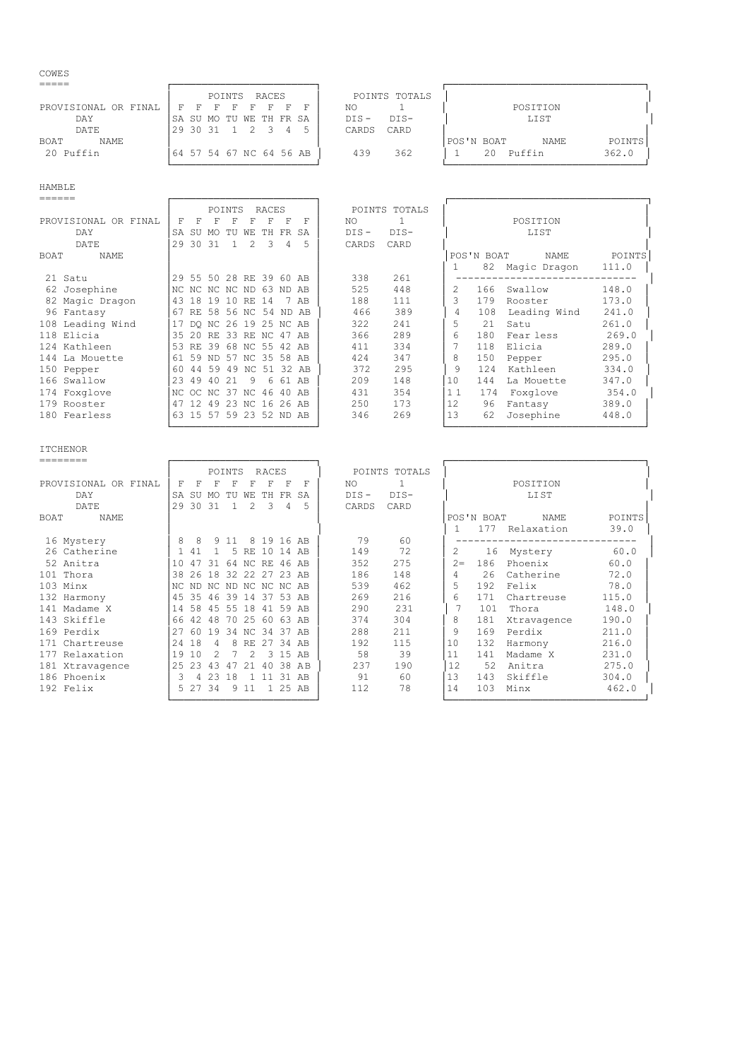## COWES

| BOAT | NAME | SA 29 (F) | SU 30 (F) | MO 31 (F) | TU 1 (F) | WE 2 (F) | TH 3 (F) | FR 4 (F) | SA 5 (F) | NO DIS-CARDS | 1 DIS-CARD |
|---|---|---|---|---|---|---|---|---|---|---|---|
| 20 | Puffin | 64 | 57 | 54 | 67 | NC | 64 | 56 | AB | 439 | 362 |

POINTS RACES: PROVISIONAL OR FINAL / DAY / DATE; POINTS TOTALS

**POSITION LIST**

| POS'N | BOAT | NAME | POINTS |
|---|---|---|---|
| 1 | 20 | Puffin | 362.0 |

## HAMBLE

| BOAT | NAME | SA 29 (F) | SU 30 (F) | MO 31 (F) | TU 1 (F) | WE 2 (F) | TH 3 (F) | FR 4 (F) | SA 5 (F) | NO DIS-CARDS | 1 DIS-CARD |
|---|---|---|---|---|---|---|---|---|---|---|---|
| 21 | Satu | 29 | 55 | 50 | 28 | RE | 39 | 60 | AB | 338 | 261 |
| 62 | Josephine | NC | NC | NC | NC | ND | 63 | ND | AB | 525 | 448 |
| 82 | Magic Dragon | 43 | 18 | 19 | 10 | RE | 14 | 7 | AB | 188 | 111 |
| 96 | Fantasy | 67 | RE | 58 | 56 | NC | 54 | ND | AB | 466 | 389 |
| 108 | Leading Wind | 17 | DQ | NC | 26 | 19 | 25 | NC | AB | 322 | 241 |
| 118 | Elicia | 35 | 20 | RE | 33 | RE | NC | 47 | AB | 366 | 289 |
| 124 | Kathleen | 53 | RE | 39 | 68 | NC | 55 | 42 | AB | 411 | 334 |
| 144 | La Mouette | 61 | 59 | ND | 57 | NC | 35 | 58 | AB | 424 | 347 |
| 150 | Pepper | 60 | 44 | 59 | 49 | NC | 51 | 32 | AB | 372 | 295 |
| 166 | Swallow | 23 | 49 | 40 | 21 | 9 | 6 | 61 | AB | 209 | 148 |
| 174 | Foxglove | NC | OC | NC | 37 | NC | 46 | 40 | AB | 431 | 354 |
| 179 | Rooster | 47 | 12 | 49 | 23 | NC | 16 | 26 | AB | 250 | 173 |
| 180 | Fearless | 63 | 15 | 57 | 59 | 23 | 52 | ND | AB | 346 | 269 |

**POSITION LIST**

| POS'N | BOAT | NAME | POINTS |
|---|---|---|---|
| 1 | 82 | Magic Dragon | 111.0 |
| 2 | 166 | Swallow | 148.0 |
| 3 | 179 | Rooster | 173.0 |
| 4 | 108 | Leading Wind | 241.0 |
| 5 | 21 | Satu | 261.0 |
| 6 | 180 | Fear less | 269.0 |
| 7 | 118 | Elicia | 289.0 |
| 8 | 150 | Pepper | 295.0 |
| 9 | 124 | Kathleen | 334.0 |
| 10 | 144 | La Mouette | 347.0 |
| 11 | 174 | Foxglove | 354.0 |
| 12 | 96 | Fantasy | 389.0 |
| 13 | 62 | Josephine | 448.0 |

## ITCHENOR

| BOAT | NAME | SA 29 (F) | SU 30 (F) | MO 31 (F) | TU 1 (F) | WE 2 (F) | TH 3 (F) | FR 4 (F) | SA 5 (F) | NO DIS-CARDS | 1 DIS-CARD |
|---|---|---|---|---|---|---|---|---|---|---|---|
| 16 | Mystery | 8 | 8 | 9 | 11 | 8 | 19 | 16 | AB | 79 | 60 |
| 26 | Catherine | 1 | 41 | 1 | 5 | RE | 10 | 14 | AB | 149 | 72 |
| 52 | Anitra | 10 | 47 | 31 | 64 | NC | RE | 46 | AB | 352 | 275 |
| 101 | Thora | 38 | 26 | 18 | 32 | 22 | 27 | 23 | AB | 186 | 148 |
| 103 | Minx | NC | ND | NC | ND | NC | NC | NC | AB | 539 | 462 |
| 132 | Harmony | 45 | 35 | 46 | 39 | 14 | 37 | 53 | AB | 269 | 216 |
| 141 | Madame X | 14 | 58 | 45 | 55 | 18 | 41 | 59 | AB | 290 | 231 |
| 143 | Skiffle | 66 | 42 | 48 | 70 | 25 | 60 | 63 | AB | 374 | 304 |
| 169 | Perdix | 27 | 60 | 19 | 34 | NC | 34 | 37 | AB | 288 | 211 |
| 171 | Chartreuse | 24 | 18 | 4 | 8 | RE | 27 | 34 | AB | 192 | 115 |
| 177 | Relaxation | 19 | 10 | 2 | 7 | 2 | 3 | 15 | AB | 58 | 39 |
| 181 | Xtravagence | 25 | 23 | 43 | 47 | 21 | 40 | 38 | AB | 237 | 190 |
| 186 | Phoenix | 3 | 4 | 23 | 18 | 1 | 11 | 31 | AB | 91 | 60 |
| 192 | Felix | 5 | 27 | 34 | 9 | 11 | 1 | 25 | AB | 112 | 78 |

**POSITION LIST**

| POS'N | BOAT | NAME | POINTS |
|---|---|---|---|
| 1 | 177 | Relaxation | 39.0 |
| 2 | 16 | Mystery | 60.0 |
| 2= | 186 | Phoenix | 60.0 |
| 4 | 26 | Catherine | 72.0 |
| 5 | 192 | Felix | 78.0 |
| 6 | 171 | Chartreuse | 115.0 |
| 7 | 101 | Thora | 148.0 |
| 8 | 181 | Xtravagence | 190.0 |
| 9 | 169 | Perdix | 211.0 |
| 10 | 132 | Harmony | 216.0 |
| 11 | 141 | Madame X | 231.0 |
| 12 | 52 | Anitra | 275.0 |
| 13 | 143 | Skiffle | 304.0 |
| 14 | 103 | Minx | 462.0 |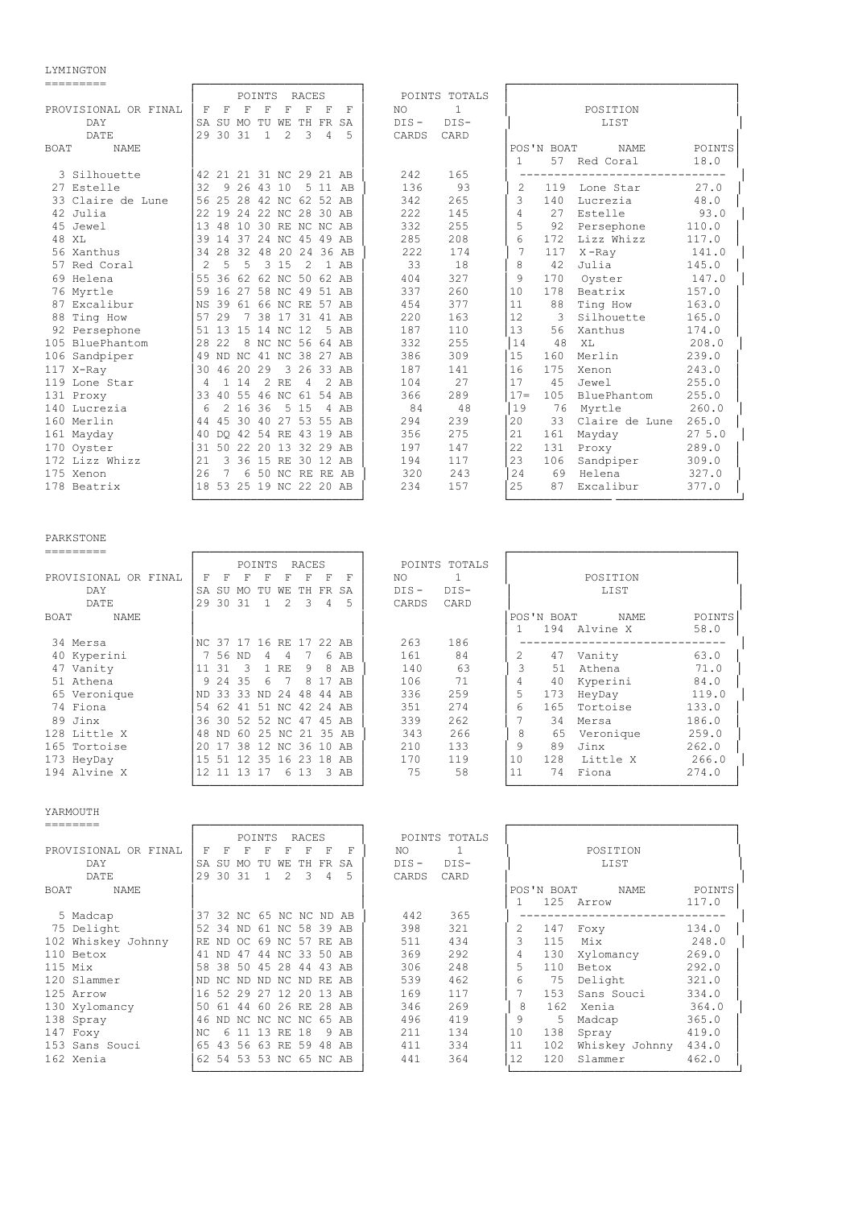## LYMINGTON

| BOAT | NAME | F SA 29 | F SU 30 | F MO 31 | F TU 1 | F WE 2 | F TH 3 | F FR 4 | F SA 5 | NO DIS-CARDS | 1 DIS-CARD |
|---|---|---|---|---|---|---|---|---|---|---|---|
| 3 | Silhouette | 42 | 21 | 21 | 31 | NC | 29 | 21 | AB | 242 | 165 |
| 27 | Estelle | 32 | 9 | 26 | 43 | 10 | 5 | 11 | AB | 136 | 93 |
| 33 | Claire de Lune | 56 | 25 | 28 | 42 | NC | 62 | 52 | AB | 342 | 265 |
| 42 | Julia | 22 | 19 | 24 | 22 | NC | 28 | 30 | AB | 222 | 145 |
| 45 | Jewel | 13 | 48 | 10 | 30 | RE | NC | NC | AB | 332 | 255 |
| 48 | XL | 39 | 14 | 37 | 24 | NC | 45 | 49 | AB | 285 | 208 |
| 56 | Xanthus | 34 | 28 | 32 | 48 | 20 | 24 | 36 | AB | 222 | 174 |
| 57 | Red Coral | 2 | 5 | 5 | 3 | 15 | 2 | 1 | AB | 33 | 18 |
| 69 | Helena | 55 | 36 | 62 | 62 | NC | 50 | 62 | AB | 404 | 327 |
| 76 | Myrtle | 59 | 16 | 27 | 58 | NC | 49 | 51 | AB | 337 | 260 |
| 87 | Excalibur | NS | 39 | 61 | 66 | NC | RE | 57 | AB | 454 | 377 |
| 88 | Ting How | 57 | 29 | 7 | 38 | 17 | 31 | 41 | AB | 220 | 163 |
| 92 | Persephone | 51 | 13 | 15 | 14 | NC | 12 | 5 | AB | 187 | 110 |
| 105 | BluePhantom | 28 | 22 | 8 | NC | NC | 56 | 64 | AB | 332 | 255 |
| 106 | Sandpiper | 49 | ND | NC | 41 | NC | 38 | 27 | AB | 386 | 309 |
| 117 | X-Ray | 30 | 46 | 20 | 29 | 3 | 26 | 33 | AB | 187 | 141 |
| 119 | Lone Star | 4 | 1 | 14 | 2 | RE | 4 | 2 | AB | 104 | 27 |
| 131 | Proxy | 33 | 40 | 55 | 46 | NC | 61 | 54 | AB | 366 | 289 |
| 140 | Lucrezia | 6 | 2 | 16 | 36 | 5 | 15 | 4 | AB | 84 | 48 |
| 160 | Merlin | 44 | 45 | 30 | 40 | 27 | 53 | 55 | AB | 294 | 239 |
| 161 | Mayday | 40 | DQ | 42 | 54 | RE | 43 | 19 | AB | 356 | 275 |
| 170 | Oyster | 31 | 50 | 22 | 20 | 13 | 32 | 29 | AB | 197 | 147 |
| 172 | Lizz Whizz | 21 | 3 | 36 | 15 | RE | 30 | 12 | AB | 194 | 117 |
| 175 | Xenon | 26 | 7 | 6 | 50 | NC | RE | RE | AB | 320 | 243 |
| 178 | Beatrix | 18 | 53 | 25 | 19 | NC | 22 | 20 | AB | 234 | 157 |

POSITION LIST

| POS'N | BOAT | NAME | POINTS |
|---|---|---|---|
| 1 | 57 | Red Coral | 18.0 |
| 2 | 119 | Lone Star | 27.0 |
| 3 | 140 | Lucrezia | 48.0 |
| 4 | 27 | Estelle | 93.0 |
| 5 | 92 | Persephone | 110.0 |
| 6 | 172 | Lizz Whizz | 117.0 |
| 7 | 117 | X-Ray | 141.0 |
| 8 | 42 | Julia | 145.0 |
| 9 | 170 | Oyster | 147.0 |
| 10 | 178 | Beatrix | 157.0 |
| 11 | 88 | Ting How | 163.0 |
| 12 | 3 | Silhouette | 165.0 |
| 13 | 56 | Xanthus | 174.0 |
| 14 | 48 | XL | 208.0 |
| 15 | 160 | Merlin | 239.0 |
| 16 | 175 | Xenon | 243.0 |
| 17 | 45 | Jewel | 255.0 |
| 17= | 105 | BluePhantom | 255.0 |
| 19 | 76 | Myrtle | 260.0 |
| 20 | 33 | Claire de Lune | 265.0 |
| 21 | 161 | Mayday | 27 5.0 |
| 22 | 131 | Proxy | 289.0 |
| 23 | 106 | Sandpiper | 309.0 |
| 24 | 69 | Helena | 327.0 |
| 25 | 87 | Excalibur | 377.0 |

## PARKSTONE

| BOAT | NAME | F SA 29 | F SU 30 | F MO 31 | F TU 1 | F WE 2 | F TH 3 | F FR 4 | F SA 5 | NO DIS-CARDS | 1 DIS-CARD |
|---|---|---|---|---|---|---|---|---|---|---|---|
| 34 | Mersa | NC | 37 | 17 | 16 | RE | 17 | 22 | AB | 263 | 186 |
| 40 | Kyperini | 7 | 56 | ND | 4 | 4 | 7 | 6 | AB | 161 | 84 |
| 47 | Vanity | 11 | 31 | 3 | 1 | RE | 9 | 8 | AB | 140 | 63 |
| 51 | Athena | 9 | 24 | 35 | 6 | 7 | 8 | 17 | AB | 106 | 71 |
| 65 | Veronique | ND | 33 | 33 | ND | 24 | 48 | 44 | AB | 336 | 259 |
| 74 | Fiona | 54 | 62 | 41 | 51 | NC | 42 | 24 | AB | 351 | 274 |
| 89 | Jinx | 36 | 30 | 52 | 52 | NC | 47 | 45 | AB | 339 | 262 |
| 128 | Little X | 48 | ND | 60 | 25 | NC | 21 | 35 | AB | 343 | 266 |
| 165 | Tortoise | 20 | 17 | 38 | 12 | NC | 36 | 10 | AB | 210 | 133 |
| 173 | HeyDay | 15 | 51 | 12 | 35 | 16 | 23 | 18 | AB | 170 | 119 |
| 194 | Alvine X | 12 | 11 | 13 | 17 | 6 | 13 | 3 | AB | 75 | 58 |

POSITION LIST

| POS'N | BOAT | NAME | POINTS |
|---|---|---|---|
| 1 | 194 | Alvine X | 58.0 |
| 2 | 47 | Vanity | 63.0 |
| 3 | 51 | Athena | 71.0 |
| 4 | 40 | Kyperini | 84.0 |
| 5 | 173 | HeyDay | 119.0 |
| 6 | 165 | Tortoise | 133.0 |
| 7 | 34 | Mersa | 186.0 |
| 8 | 65 | Veronique | 259.0 |
| 9 | 89 | Jinx | 262.0 |
| 10 | 128 | Little X | 266.0 |
| 11 | 74 | Fiona | 274.0 |

## YARMOUTH

| BOAT | NAME | F SA 29 | F SU 30 | F MO 31 | F TU 1 | F WE 2 | F TH 3 | F FR 4 | F SA 5 | NO DIS-CARDS | 1 DIS-CARD |
|---|---|---|---|---|---|---|---|---|---|---|---|
| 5 | Madcap | 37 | 32 | NC | 65 | NC | NC | ND | AB | 442 | 365 |
| 75 | Delight | 52 | 34 | ND | 61 | NC | 58 | 39 | AB | 398 | 321 |
| 102 | Whiskey Johnny | RE | ND | OC | 69 | NC | 57 | RE | AB | 511 | 434 |
| 110 | Betox | 41 | ND | 47 | 44 | NC | 33 | 50 | AB | 369 | 292 |
| 115 | Mix | 58 | 38 | 50 | 45 | 28 | 44 | 43 | AB | 306 | 248 |
| 120 | Slammer | ND | NC | ND | ND | NC | ND | RE | AB | 539 | 462 |
| 125 | Arrow | 16 | 52 | 29 | 27 | 12 | 20 | 13 | AB | 169 | 117 |
| 130 | Xylomancy | 50 | 61 | 44 | 60 | 26 | RE | 28 | AB | 346 | 269 |
| 138 | Spray | 46 | ND | NC | NC | NC | NC | 65 | AB | 496 | 419 |
| 147 | Foxy | NC | 6 | 11 | 13 | RE | 18 | 9 | AB | 211 | 134 |
| 153 | Sans Souci | 65 | 43 | 56 | 63 | RE | 59 | 48 | AB | 411 | 334 |
| 162 | Xenia | 62 | 54 | 53 | 53 | NC | 65 | NC | AB | 441 | 364 |

POSITION LIST

| POS'N | BOAT | NAME | POINTS |
|---|---|---|---|
| 1 | 125 | Arrow | 117.0 |
| 2 | 147 | Foxy | 134.0 |
| 3 | 115 | Mix | 248.0 |
| 4 | 130 | Xylomancy | 269.0 |
| 5 | 110 | Betox | 292.0 |
| 6 | 75 | Delight | 321.0 |
| 7 | 153 | Sans Souci | 334.0 |
| 8 | 162 | Xenia | 364.0 |
| 9 | 5 | Madcap | 365.0 |
| 10 | 138 | Spray | 419.0 |
| 11 | 102 | Whiskey Johnny | 434.0 |
| 12 | 120 | Slammer | 462.0 |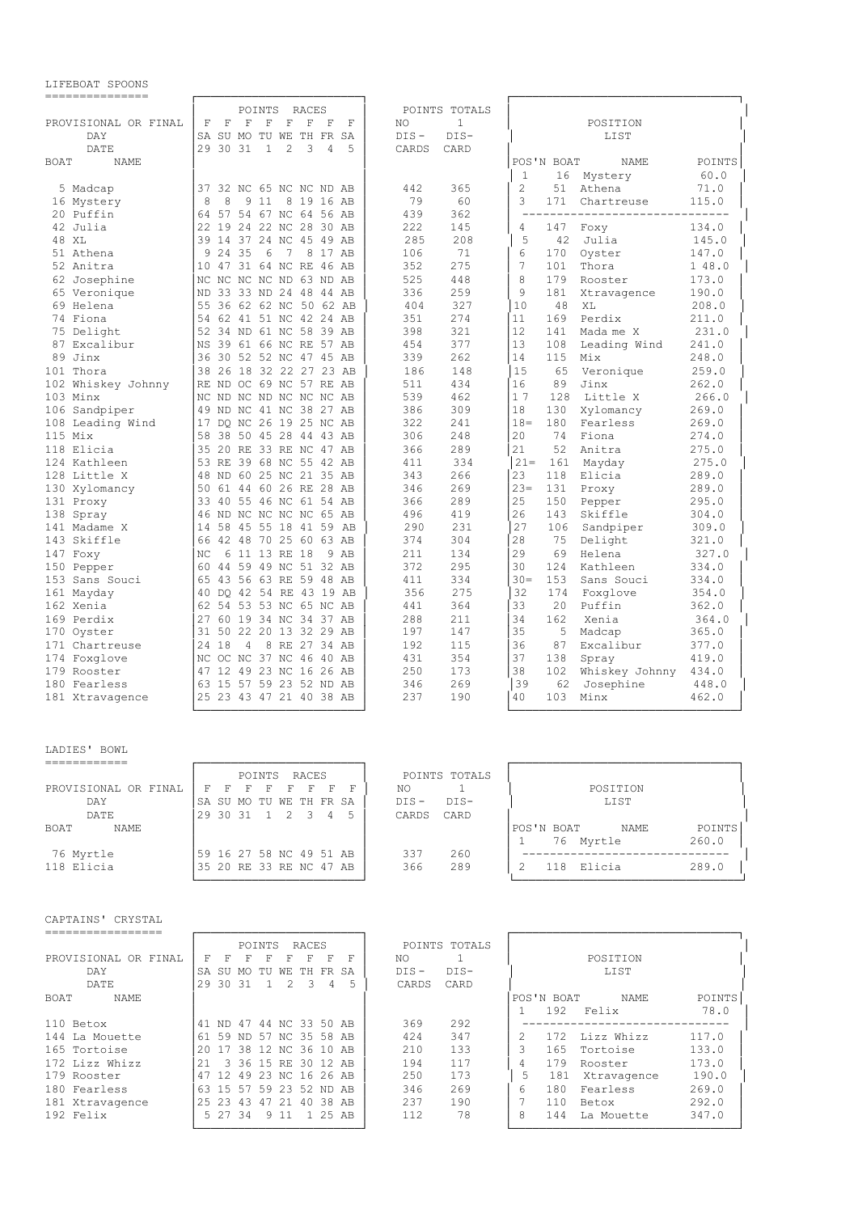## LIFEBOAT SPOONS

| PROVISIONAL OR FINAL | F | F | F | F | F | F | F | F | POINTS TOTALS NO DIS-CARDS | POINTS TOTALS 1 DIS-CARD |
|---|---|---|---|---|---|---|---|---|---|---|
| DAY | SA | SU | MO | TU | WE | TH | FR | SA | | |
| DATE | 29 | 30 | 31 | 1 | 2 | 3 | 4 | 5 | | |
| 5 Madcap | 37 | 32 | NC | 65 | NC | NC | ND | AB | 442 | 365 |
| 16 Mystery | 8 | 8 | 9 | 11 | 8 | 19 | 16 | AB | 79 | 60 |
| 20 Puffin | 64 | 57 | 54 | 67 | NC | 64 | 56 | AB | 439 | 362 |
| 42 Julia | 22 | 19 | 24 | 22 | NC | 28 | 30 | AB | 222 | 145 |
| 48 XL | 39 | 14 | 37 | 24 | NC | 45 | 49 | AB | 285 | 208 |
| 51 Athena | 9 | 24 | 35 | 6 | 7 | 8 | 17 | AB | 106 | 71 |
| 52 Anitra | 10 | 47 | 31 | 64 | NC | RE | 46 | AB | 352 | 275 |
| 62 Josephine | NC | NC | NC | NC | ND | 63 | ND | AB | 525 | 448 |
| 65 Veronique | ND | 33 | 33 | ND | 24 | 48 | 44 | AB | 336 | 259 |
| 69 Helena | 55 | 36 | 62 | 62 | NC | 50 | 62 | AB | 404 | 327 |
| 74 Fiona | 54 | 62 | 41 | 51 | NC | 42 | 24 | AB | 351 | 274 |
| 75 Delight | 52 | 34 | ND | 61 | NC | 58 | 39 | AB | 398 | 321 |
| 87 Excalibur | NS | 39 | 61 | 66 | NC | RE | 57 | AB | 454 | 377 |
| 89 Jinx | 36 | 30 | 52 | 52 | NC | 47 | 45 | AB | 339 | 262 |
| 101 Thora | 38 | 26 | 18 | 32 | 22 | 27 | 23 | AB | 186 | 148 |
| 102 Whiskey Johnny | RE | ND | OC | 69 | NC | 57 | RE | AB | 511 | 434 |
| 103 Minx | NC | ND | NC | ND | NC | NC | NC | AB | 539 | 462 |
| 106 Sandpiper | 49 | ND | NC | 41 | NC | 38 | 27 | AB | 386 | 309 |
| 108 Leading Wind | 17 | DQ | NC | 26 | 19 | 25 | NC | AB | 322 | 241 |
| 115 Mix | 58 | 38 | 50 | 45 | 28 | 44 | 43 | AB | 306 | 248 |
| 118 Elicia | 35 | 20 | RE | 33 | RE | NC | 47 | AB | 366 | 289 |
| 124 Kathleen | 53 | RE | 39 | 68 | NC | 55 | 42 | AB | 411 | 334 |
| 128 Little X | 48 | ND | 60 | 25 | NC | 21 | 35 | AB | 343 | 266 |
| 130 Xylomancy | 50 | 61 | 44 | 60 | 26 | RE | 28 | AB | 346 | 269 |
| 131 Proxy | 33 | 40 | 55 | 46 | NC | 61 | 54 | AB | 366 | 289 |
| 138 Spray | 46 | ND | NC | NC | NC | NC | 65 | AB | 496 | 419 |
| 141 Madame X | 14 | 58 | 45 | 55 | 18 | 41 | 59 | AB | 290 | 231 |
| 143 Skiffle | 66 | 42 | 48 | 70 | 25 | 60 | 63 | AB | 374 | 304 |
| 147 Foxy | NC | 6 | 11 | 13 | RE | 18 | 9 | AB | 211 | 134 |
| 150 Pepper | 60 | 44 | 59 | 49 | NC | 51 | 32 | AB | 372 | 295 |
| 153 Sans Souci | 65 | 43 | 56 | 63 | RE | 59 | 48 | AB | 411 | 334 |
| 161 Mayday | 40 | DQ | 42 | 54 | RE | 43 | 19 | AB | 356 | 275 |
| 162 Xenia | 62 | 54 | 53 | 53 | NC | 65 | NC | AB | 441 | 364 |
| 169 Perdix | 27 | 60 | 19 | 34 | NC | 34 | 37 | AB | 288 | 211 |
| 170 Oyster | 31 | 50 | 22 | 20 | 13 | 32 | 29 | AB | 197 | 147 |
| 171 Chartreuse | 24 | 18 | 4 | 8 | RE | 27 | 34 | AB | 192 | 115 |
| 174 Foxglove | NC | OC | NC | 37 | NC | 46 | 40 | AB | 431 | 354 |
| 179 Rooster | 47 | 12 | 49 | 23 | NC | 16 | 26 | AB | 250 | 173 |
| 180 Fearless | 63 | 15 | 57 | 59 | 23 | 52 | ND | AB | 346 | 269 |
| 181 Xtravagence | 25 | 23 | 43 | 47 | 21 | 40 | 38 | AB | 237 | 190 |

**POSITION LIST**

| POS'N | BOAT | NAME | POINTS |
|---|---|---|---|
| 1 | 16 | Mystery | 60.0 |
| 2 | 51 | Athena | 71.0 |
| 3 | 171 | Chartreuse | 115.0 |
| 4 | 147 | Foxy | 134.0 |
| 5 | 42 | Julia | 145.0 |
| 6 | 170 | Oyster | 147.0 |
| 7 | 101 | Thora | 1 48.0 |
| 8 | 179 | Rooster | 173.0 |
| 9 | 181 | Xtravagence | 190.0 |
| 10 | 48 | XL | 208.0 |
| 11 | 169 | Perdix | 211.0 |
| 12 | 141 | Mada me X | 231.0 |
| 13 | 108 | Leading Wind | 241.0 |
| 14 | 115 | Mix | 248.0 |
| 15 | 65 | Veronique | 259.0 |
| 16 | 89 | Jinx | 262.0 |
| 1 7 | 128 | Little X | 266.0 |
| 18 | 130 | Xylomancy | 269.0 |
| 18= | 180 | Fearless | 269.0 |
| 20 | 74 | Fiona | 274.0 |
| 21 | 52 | Anitra | 275.0 |
| 21= | 161 | Mayday | 275.0 |
| 23 | 118 | Elicia | 289.0 |
| 23= | 131 | Proxy | 289.0 |
| 25 | 150 | Pepper | 295.0 |
| 26 | 143 | Skiffle | 304.0 |
| 27 | 106 | Sandpiper | 309.0 |
| 28 | 75 | Delight | 321.0 |
| 29 | 69 | Helena | 327.0 |
| 30 | 124 | Kathleen | 334.0 |
| 30= | 153 | Sans Souci | 334.0 |
| 32 | 174 | Foxglove | 354.0 |
| 33 | 20 | Puffin | 362.0 |
| 34 | 162 | Xenia | 364.0 |
| 35 | 5 | Madcap | 365.0 |
| 36 | 87 | Excalibur | 377.0 |
| 37 | 138 | Spray | 419.0 |
| 38 | 102 | Whiskey Johnny | 434.0 |
| 39 | 62 | Josephine | 448.0 |
| 40 | 103 | Minx | 462.0 |

## LADIES' BOWL

| PROVISIONAL OR FINAL | F | F | F | F | F | F | F | F | POINTS TOTALS NO DIS-CARDS | POINTS TOTALS 1 DIS-CARD |
|---|---|---|---|---|---|---|---|---|---|---|
| DAY | SA | SU | MO | TU | WE | TH | FR | SA | | |
| DATE | 29 | 30 | 31 | 1 | 2 | 3 | 4 | 5 | | |
| 76 Myrtle | 59 | 16 | 27 | 58 | NC | 49 | 51 | AB | 337 | 260 |
| 118 Elicia | 35 | 20 | RE | 33 | RE | NC | 47 | AB | 366 | 289 |

**POSITION LIST**

| POS'N | BOAT | NAME | POINTS |
|---|---|---|---|
| 1 | 76 | Myrtle | 260.0 |
| 2 | 118 | Elicia | 289.0 |

## CAPTAINS' CRYSTAL

| PROVISIONAL OR FINAL | F | F | F | F | F | F | F | F | POINTS TOTALS NO DIS-CARDS | POINTS TOTALS 1 DIS-CARD |
|---|---|---|---|---|---|---|---|---|---|---|
| DAY | SA | SU | MO | TU | WE | TH | FR | SA | | |
| DATE | 29 | 30 | 31 | 1 | 2 | 3 | 4 | 5 | | |
| 110 Betox | 41 | ND | 47 | 44 | NC | 33 | 50 | AB | 369 | 292 |
| 144 La Mouette | 61 | 59 | ND | 57 | NC | 35 | 58 | AB | 424 | 347 |
| 165 Tortoise | 20 | 17 | 38 | 12 | NC | 36 | 10 | AB | 210 | 133 |
| 172 Lizz Whizz | 21 | 3 | 36 | 15 | RE | 30 | 12 | AB | 194 | 117 |
| 179 Rooster | 47 | 12 | 49 | 23 | NC | 16 | 26 | AB | 250 | 173 |
| 180 Fearless | 63 | 15 | 57 | 59 | 23 | 52 | ND | AB | 346 | 269 |
| 181 Xtravagence | 25 | 23 | 43 | 47 | 21 | 40 | 38 | AB | 237 | 190 |
| 192 Felix | 5 | 27 | 34 | 9 | 11 | 1 | 25 | AB | 112 | 78 |

**POSITION LIST**

| POS'N | BOAT | NAME | POINTS |
|---|---|---|---|
| 1 | 192 | Felix | 78.0 |
| 2 | 172 | Lizz Whizz | 117.0 |
| 3 | 165 | Tortoise | 133.0 |
| 4 | 179 | Rooster | 173.0 |
| 5 | 181 | Xtravagence | 190.0 |
| 6 | 180 | Fearless | 269.0 |
| 7 | 110 | Betox | 292.0 |
| 8 | 144 | La Mouette | 347.0 |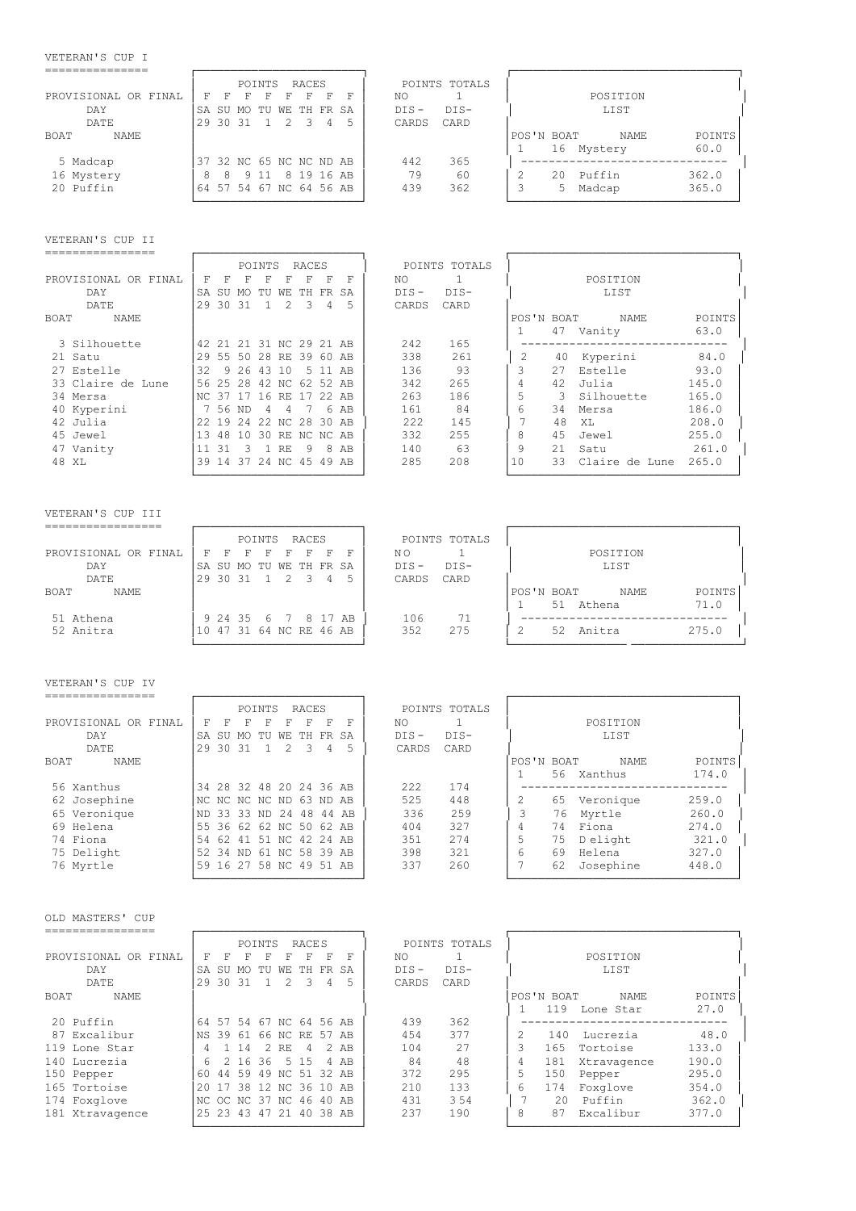## VETERAN'S CUP I

PROVISIONAL OR FINAL

| BOAT | NAME | SA 29 (F) | SU 30 (F) | MO 31 (F) | TU 1 (F) | WE 2 (F) | TH 3 (F) | FR 4 (F) | SA 5 (F) | NO DIS-CARDS | 1 DIS-CARD |
|---|---|---|---|---|---|---|---|---|---|---|---|
| 5 | Madcap | 37 | 32 | NC | 65 | NC | NC | ND | AB | 442 | 365 |
| 16 | Mystery | 8 | 8 | 9 | 11 | 8 | 19 | 16 | AB | 79 | 60 |
| 20 | Puffin | 64 | 57 | 54 | 67 | NC | 64 | 56 | AB | 439 | 362 |

POSITION LIST

| POS'N | BOAT | NAME | POINTS |
|---|---|---|---|
| 1 | 16 | Mystery | 60.0 |
| 2 | 20 | Puffin | 362.0 |
| 3 | 5 | Madcap | 365.0 |

## VETERAN'S CUP II

PROVISIONAL OR FINAL

| BOAT | NAME | SA 29 (F) | SU 30 (F) | MO 31 (F) | TU 1 (F) | WE 2 (F) | TH 3 (F) | FR 4 (F) | SA 5 (F) | NO DIS-CARDS | 1 DIS-CARD |
|---|---|---|---|---|---|---|---|---|---|---|---|
| 3 | Silhouette | 42 | 21 | 21 | 31 | NC | 29 | 21 | AB | 242 | 165 |
| 21 | Satu | 29 | 55 | 50 | 28 | RE | 39 | 60 | AB | 338 | 261 |
| 27 | Estelle | 32 | 9 | 26 | 43 | 10 | 5 | 11 | AB | 136 | 93 |
| 33 | Claire de Lune | 56 | 25 | 28 | 42 | NC | 62 | 52 | AB | 342 | 265 |
| 34 | Mersa | NC | 37 | 17 | 16 | RE | 17 | 22 | AB | 263 | 186 |
| 40 | Kyperini | 7 | 56 | ND | 4 | 4 | 7 | 6 | AB | 161 | 84 |
| 42 | Julia | 22 | 19 | 24 | 22 | NC | 28 | 30 | AB | 222 | 145 |
| 45 | Jewel | 13 | 48 | 10 | 30 | RE | NC | NC | AB | 332 | 255 |
| 47 | Vanity | 11 | 31 | 3 | 1 | RE | 9 | 8 | AB | 140 | 63 |
| 48 | XL | 39 | 14 | 37 | 24 | NC | 45 | 49 | AB | 285 | 208 |

POSITION LIST

| POS'N | BOAT | NAME | POINTS |
|---|---|---|---|
| 1 | 47 | Vanity | 63.0 |
| 2 | 40 | Kyperini | 84.0 |
| 3 | 27 | Estelle | 93.0 |
| 4 | 42 | Julia | 145.0 |
| 5 | 3 | Silhouette | 165.0 |
| 6 | 34 | Mersa | 186.0 |
| 7 | 48 | XL | 208.0 |
| 8 | 45 | Jewel | 255.0 |
| 9 | 21 | Satu | 261.0 |
| 10 | 33 | Claire de Lune | 265.0 |

## VETERAN'S CUP III

PROVISIONAL OR FINAL

| BOAT | NAME | SA 29 (F) | SU 30 (F) | MO 31 (F) | TU 1 (F) | WE 2 (F) | TH 3 (F) | FR 4 (F) | SA 5 (F) | NO DIS-CARDS | 1 DIS-CARD |
|---|---|---|---|---|---|---|---|---|---|---|---|
| 51 | Athena | 9 | 24 | 35 | 6 | 7 | 8 | 17 | AB | 106 | 71 |
| 52 | Anitra | 10 | 47 | 31 | 64 | NC | RE | 46 | AB | 352 | 275 |

POSITION LIST

| POS'N | BOAT | NAME | POINTS |
|---|---|---|---|
| 1 | 51 | Athena | 71.0 |
| 2 | 52 | Anitra | 275.0 |

## VETERAN'S CUP IV

PROVISIONAL OR FINAL

| BOAT | NAME | SA 29 (F) | SU 30 (F) | MO 31 (F) | TU 1 (F) | WE 2 (F) | TH 3 (F) | FR 4 (F) | SA 5 (F) | NO DIS-CARDS | 1 DIS-CARD |
|---|---|---|---|---|---|---|---|---|---|---|---|
| 56 | Xanthus | 34 | 28 | 32 | 48 | 20 | 24 | 36 | AB | 222 | 174 |
| 62 | Josephine | NC | NC | NC | NC | ND | 63 | ND | AB | 525 | 448 |
| 65 | Veronique | ND | 33 | 33 | ND | 24 | 48 | 44 | AB | 336 | 259 |
| 69 | Helena | 55 | 36 | 62 | 62 | NC | 50 | 62 | AB | 404 | 327 |
| 74 | Fiona | 54 | 62 | 41 | 51 | NC | 42 | 24 | AB | 351 | 274 |
| 75 | Delight | 52 | 34 | ND | 61 | NC | 58 | 39 | AB | 398 | 321 |
| 76 | Myrtle | 59 | 16 | 27 | 58 | NC | 49 | 51 | AB | 337 | 260 |

POSITION LIST

| POS'N | BOAT | NAME | POINTS |
|---|---|---|---|
| 1 | 56 | Xanthus | 174.0 |
| 2 | 65 | Veronique | 259.0 |
| 3 | 76 | Myrtle | 260.0 |
| 4 | 74 | Fiona | 274.0 |
| 5 | 75 | Delight | 321.0 |
| 6 | 69 | Helena | 327.0 |
| 7 | 62 | Josephine | 448.0 |

## OLD MASTERS' CUP

PROVISIONAL OR FINAL

| BOAT | NAME | SA 29 (F) | SU 30 (F) | MO 31 (F) | TU 1 (F) | WE 2 (F) | TH 3 (F) | FR 4 (F) | SA 5 (F) | NO DIS-CARDS | 1 DIS-CARD |
|---|---|---|---|---|---|---|---|---|---|---|---|
| 20 | Puffin | 64 | 57 | 54 | 67 | NC | 64 | 56 | AB | 439 | 362 |
| 87 | Excalibur | NS | 39 | 61 | 66 | NC | RE | 57 | AB | 454 | 377 |
| 119 | Lone Star | 4 | 1 | 14 | 2 | RE | 4 | 2 | AB | 104 | 27 |
| 140 | Lucrezia | 6 | 2 | 16 | 36 | 5 | 15 | 4 | AB | 84 | 48 |
| 150 | Pepper | 60 | 44 | 59 | 49 | NC | 51 | 32 | AB | 372 | 295 |
| 165 | Tortoise | 20 | 17 | 38 | 12 | NC | 36 | 10 | AB | 210 | 133 |
| 174 | Foxglove | NC | OC | NC | 37 | NC | 46 | 40 | AB | 431 | 354 |
| 181 | Xtravagence | 25 | 23 | 43 | 47 | 21 | 40 | 38 | AB | 237 | 190 |

POSITION LIST

| POS'N | BOAT | NAME | POINTS |
|---|---|---|---|
| 1 | 119 | Lone Star | 27.0 |
| 2 | 140 | Lucrezia | 48.0 |
| 3 | 165 | Tortoise | 133.0 |
| 4 | 181 | Xtravagence | 190.0 |
| 5 | 150 | Pepper | 295.0 |
| 6 | 174 | Foxglove | 354.0 |
| 7 | 20 | Puffin | 362.0 |
| 8 | 87 | Excalibur | 377.0 |